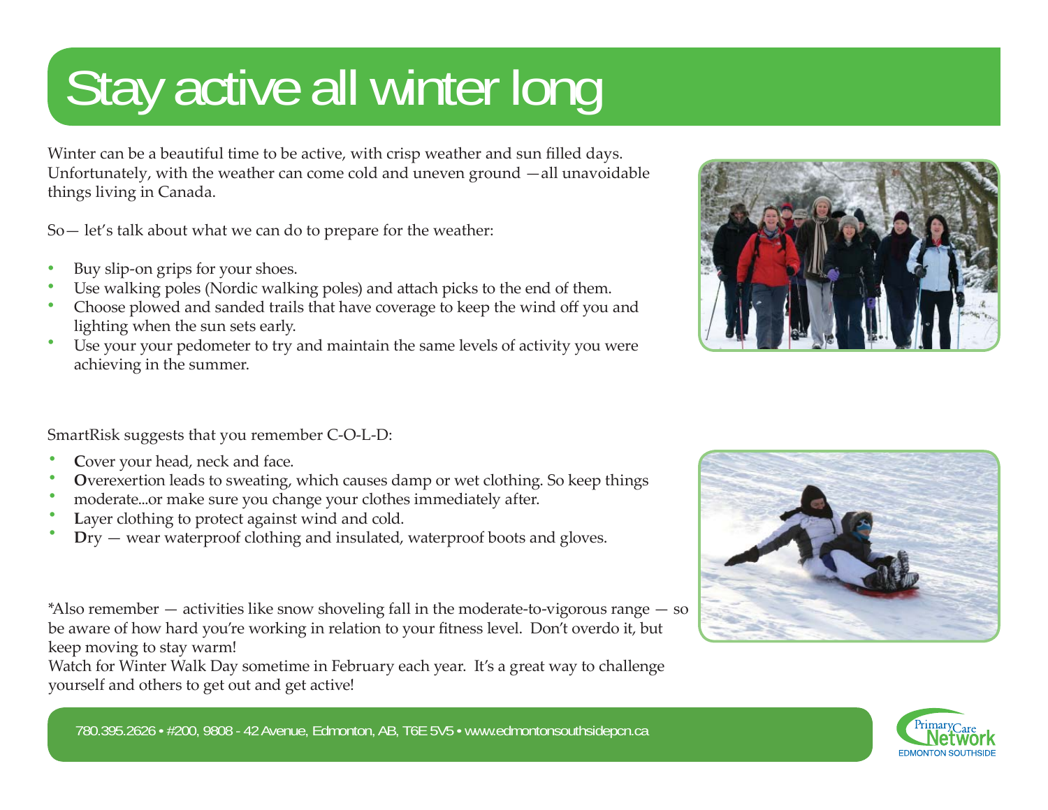# Stay active all winter long

Winter can be a beautiful time to be active, with crisp weather and sun filled days. Unfortunately, with the weather can come cold and uneven ground —all unavoidable things living in Canada.

So— let's talk about what we can do to prepare for the weather:

- Buy slip-on grips for your shoes.
- Use walking poles (Nordic walking poles) and attach picks to the end of them.
- Choose plowed and sanded trails that have coverage to keep the wind off you and lighting when the sun sets early.
- Use your your pedometer to try and maintain the same levels of activity you were achieving in the summer.

SmartRisk suggests that you remember C-O-L-D:

- **C**over your head, neck and face.
- **O**verexertion leads to sweating, which causes damp or wet clothing. So keep things
- moderate...or make sure you change your clothes immediately after.
- **L**ayer clothing to protect against wind and cold.
- **D**ry — wear waterproof clothing and insulated, waterproof boots and gloves.

*Also remember — activities like snow shoveling fall in the moderate-to-vigorous range — so be aware of how hard you're working in relation to your fitness level. Don't overdo it, but keep moving to stay warm!
Watch for Winter Walk Day sometime in February each year. It's a great way to challenge yourself and others to get out and get active!

780.395.2626 • #200, 9808 - 42 Avenue, Edmonton, AB, T6E 5V5 • www.edmontonsouthsidepcn.ca

Primary Care Network
EDMONTON SOUTHSIDE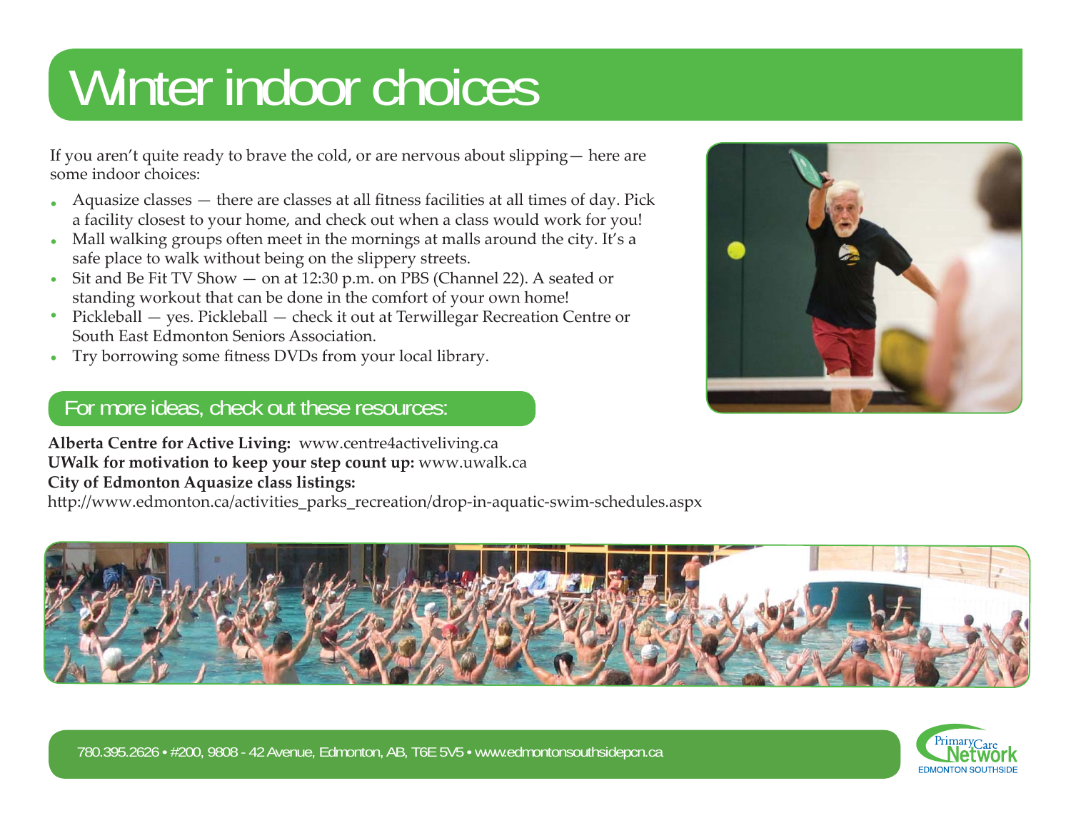# Winter indoor choices

If you aren't quite ready to brave the cold, or are nervous about slipping— here are some indoor choices:

- Aquasize classes — there are classes at all fitness facilities at all times of day. Pick a facility closest to your home, and check out when a class would work for you!
- Mall walking groups often meet in the mornings at malls around the city. It's a safe place to walk without being on the slippery streets.
- Sit and Be Fit TV Show — on at 12:30 p.m. on PBS (Channel 22). A seated or standing workout that can be done in the comfort of your own home!
- Pickleball — yes. Pickleball — check it out at Terwillegar Recreation Centre or South East Edmonton Seniors Association.
- Try borrowing some fitness DVDs from your local library.

## For more ideas, check out these resources:

**Alberta Centre for Active Living:** www.centre4activeliving.ca
**UWalk for motivation to keep your step count up:** www.uwalk.ca
**City of Edmonton Aquasize class listings:**
http://www.edmonton.ca/activities_parks_recreation/drop-in-aquatic-swim-schedules.aspx

780.395.2626 • #200, 9808 - 42 Avenue, Edmonton, AB, T6E 5V5 • www.edmontonsouthsidepcn.ca

Primary Care Network EDMONTON SOUTHSIDE